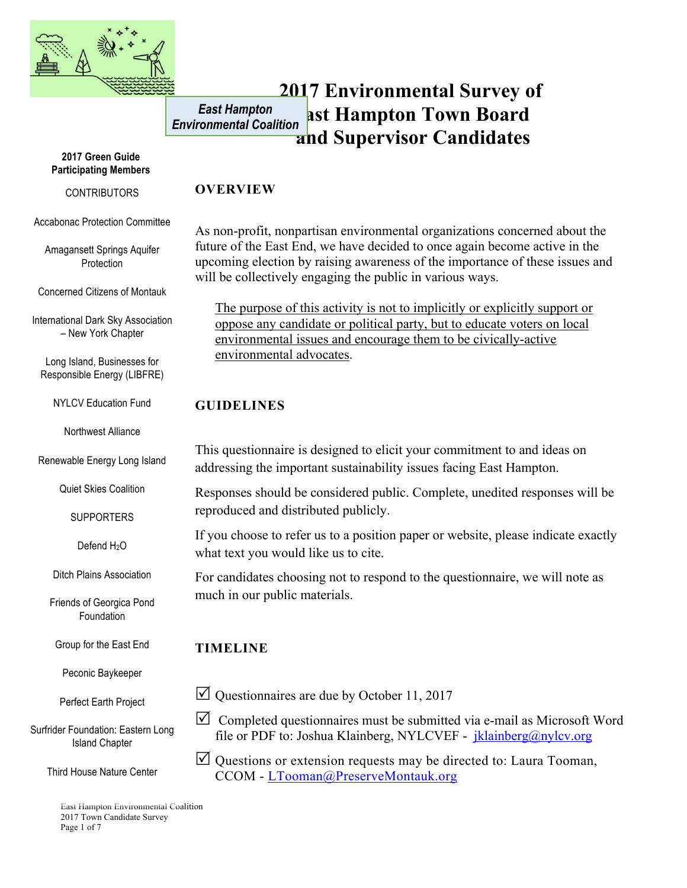**East Hampton Environmental Coalition**

# 2017 Environmental Survey of East Hampton Town Board and Supervisor Candidates

**2017 Green Guide Participating Members**

CONTRIBUTORS

- Accabonac Protection Committee
- Amagansett Springs Aquifer Protection
- Concerned Citizens of Montauk
- International Dark Sky Association – New York Chapter
- Long Island, Businesses for Responsible Energy (LIBFRE)
- NYLCV Education Fund
- Northwest Alliance
- Renewable Energy Long Island
- Quiet Skies Coalition

SUPPORTERS

- Defend $H_2O$
- Ditch Plains Association
- Friends of Georgica Pond Foundation
- Group for the East End
- Peconic Baykeeper
- Perfect Earth Project
- Surfrider Foundation: Eastern Long Island Chapter
- Third House Nature Center

## OVERVIEW

As non-profit, nonpartisan environmental organizations concerned about the future of the East End, we have decided to once again become active in the upcoming election by raising awareness of the importance of these issues and will be collectively engaging the public in various ways.

> <u>The purpose of this activity is not to implicitly or explicitly support or oppose any candidate or political party, but to educate voters on local environmental issues and encourage them to be civically-active environmental advocates</u>.

## GUIDELINES

This questionnaire is designed to elicit your commitment to and ideas on addressing the important sustainability issues facing East Hampton.

Responses should be considered public. Complete, unedited responses will be reproduced and distributed publicly.

If you choose to refer us to a position paper or website, please indicate exactly what text you would like us to cite.

For candidates choosing not to respond to the questionnaire, we will note as much in our public materials.

## TIMELINE

- ☑ Questionnaires are due by October 11, 2017
- ☑ Completed questionnaires must be submitted via e-mail as Microsoft Word file or PDF to: Joshua Klainberg, NYLCVEF - jklainberg@nylcv.org
- ☑ Questions or extension requests may be directed to: Laura Tooman, CCOM - LTooman@PreserveMontauk.org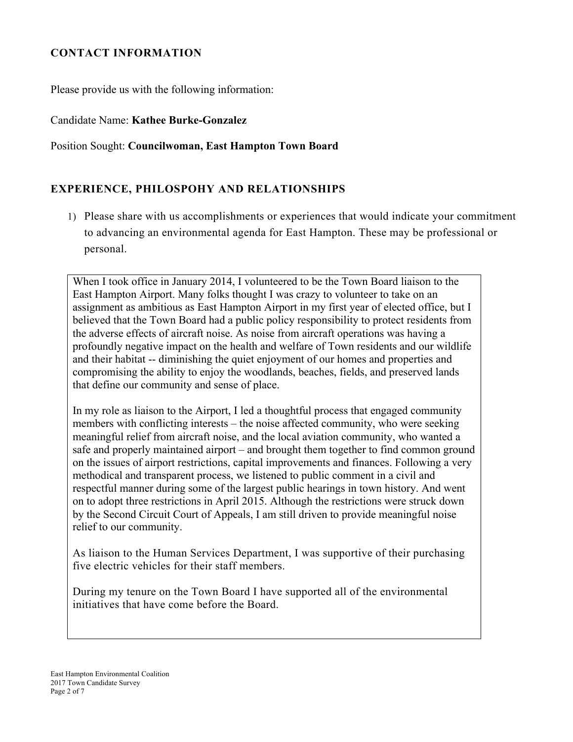## CONTACT INFORMATION

Please provide us with the following information:

Candidate Name: **Kathee Burke-Gonzalez**

Position Sought: **Councilwoman, East Hampton Town Board**

## EXPERIENCE, PHILOSPOHY AND RELATIONSHIPS

1) Please share with us accomplishments or experiences that would indicate your commitment to advancing an environmental agenda for East Hampton. These may be professional or personal.

When I took office in January 2014, I volunteered to be the Town Board liaison to the East Hampton Airport. Many folks thought I was crazy to volunteer to take on an assignment as ambitious as East Hampton Airport in my first year of elected office, but I believed that the Town Board had a public policy responsibility to protect residents from the adverse effects of aircraft noise. As noise from aircraft operations was having a profoundly negative impact on the health and welfare of Town residents and our wildlife and their habitat -- diminishing the quiet enjoyment of our homes and properties and compromising the ability to enjoy the woodlands, beaches, fields, and preserved lands that define our community and sense of place.

In my role as liaison to the Airport, I led a thoughtful process that engaged community members with conflicting interests – the noise affected community, who were seeking meaningful relief from aircraft noise, and the local aviation community, who wanted a safe and properly maintained airport – and brought them together to find common ground on the issues of airport restrictions, capital improvements and finances. Following a very methodical and transparent process, we listened to public comment in a civil and respectful manner during some of the largest public hearings in town history. And went on to adopt three restrictions in April 2015. Although the restrictions were struck down by the Second Circuit Court of Appeals, I am still driven to provide meaningful noise relief to our community.

As liaison to the Human Services Department, I was supportive of their purchasing five electric vehicles for their staff members.

During my tenure on the Town Board I have supported all of the environmental initiatives that have come before the Board.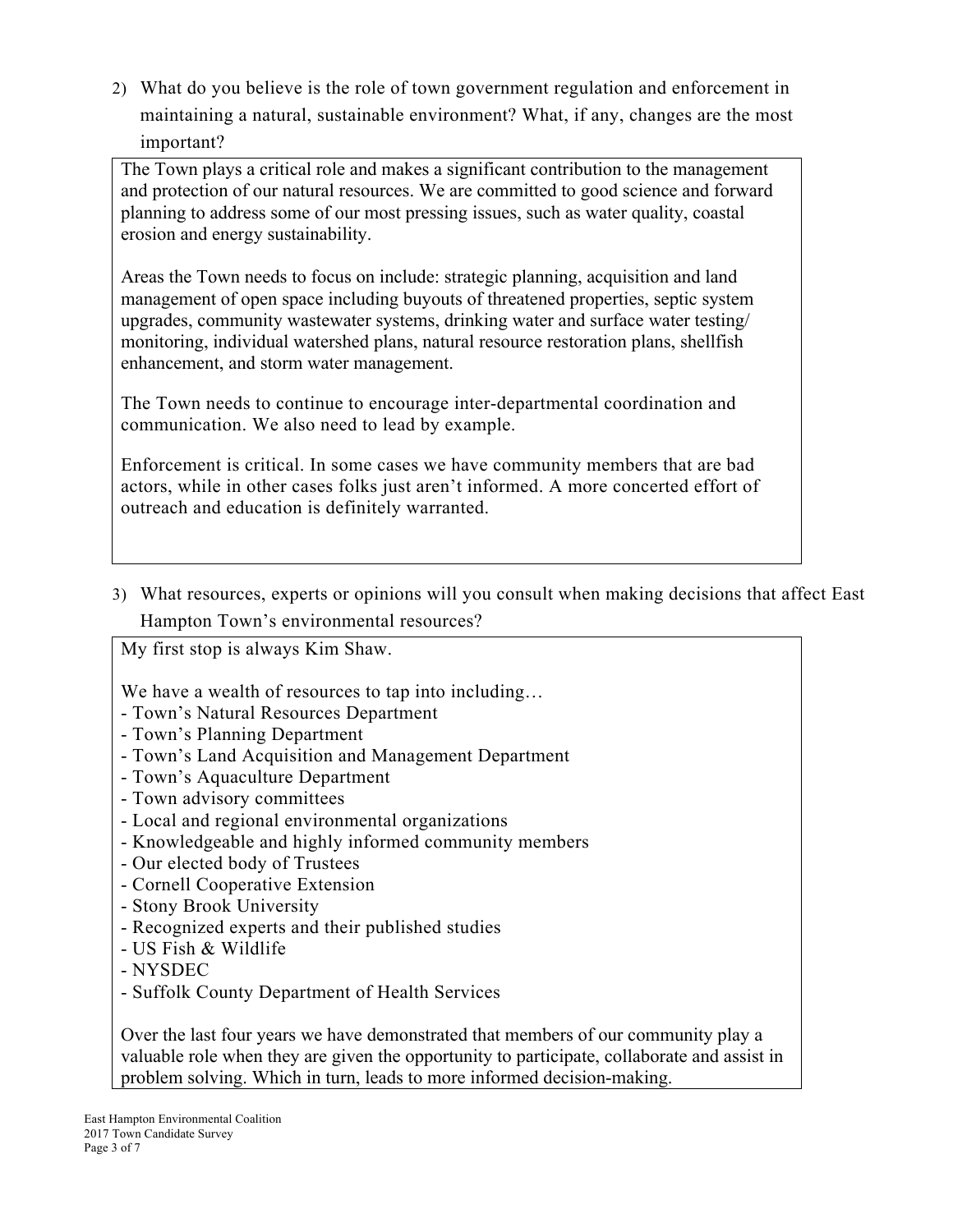2) What do you believe is the role of town government regulation and enforcement in maintaining a natural, sustainable environment? What, if any, changes are the most important?

The Town plays a critical role and makes a significant contribution to the management and protection of our natural resources. We are committed to good science and forward planning to address some of our most pressing issues, such as water quality, coastal erosion and energy sustainability.

Areas the Town needs to focus on include: strategic planning, acquisition and land management of open space including buyouts of threatened properties, septic system upgrades, community wastewater systems, drinking water and surface water testing/ monitoring, individual watershed plans, natural resource restoration plans, shellfish enhancement, and storm water management.

The Town needs to continue to encourage inter-departmental coordination and communication. We also need to lead by example.

Enforcement is critical. In some cases we have community members that are bad actors, while in other cases folks just aren't informed. A more concerted effort of outreach and education is definitely warranted.

3) What resources, experts or opinions will you consult when making decisions that affect East Hampton Town's environmental resources?

My first stop is always Kim Shaw.

We have a wealth of resources to tap into including…

- Town's Natural Resources Department
- Town's Planning Department
- Town's Land Acquisition and Management Department
- Town's Aquaculture Department
- Town advisory committees
- Local and regional environmental organizations
- Knowledgeable and highly informed community members
- Our elected body of Trustees
- Cornell Cooperative Extension
- Stony Brook University
- Recognized experts and their published studies
- US Fish & Wildlife
- NYSDEC
- Suffolk County Department of Health Services

Over the last four years we have demonstrated that members of our community play a valuable role when they are given the opportunity to participate, collaborate and assist in problem solving. Which in turn, leads to more informed decision-making.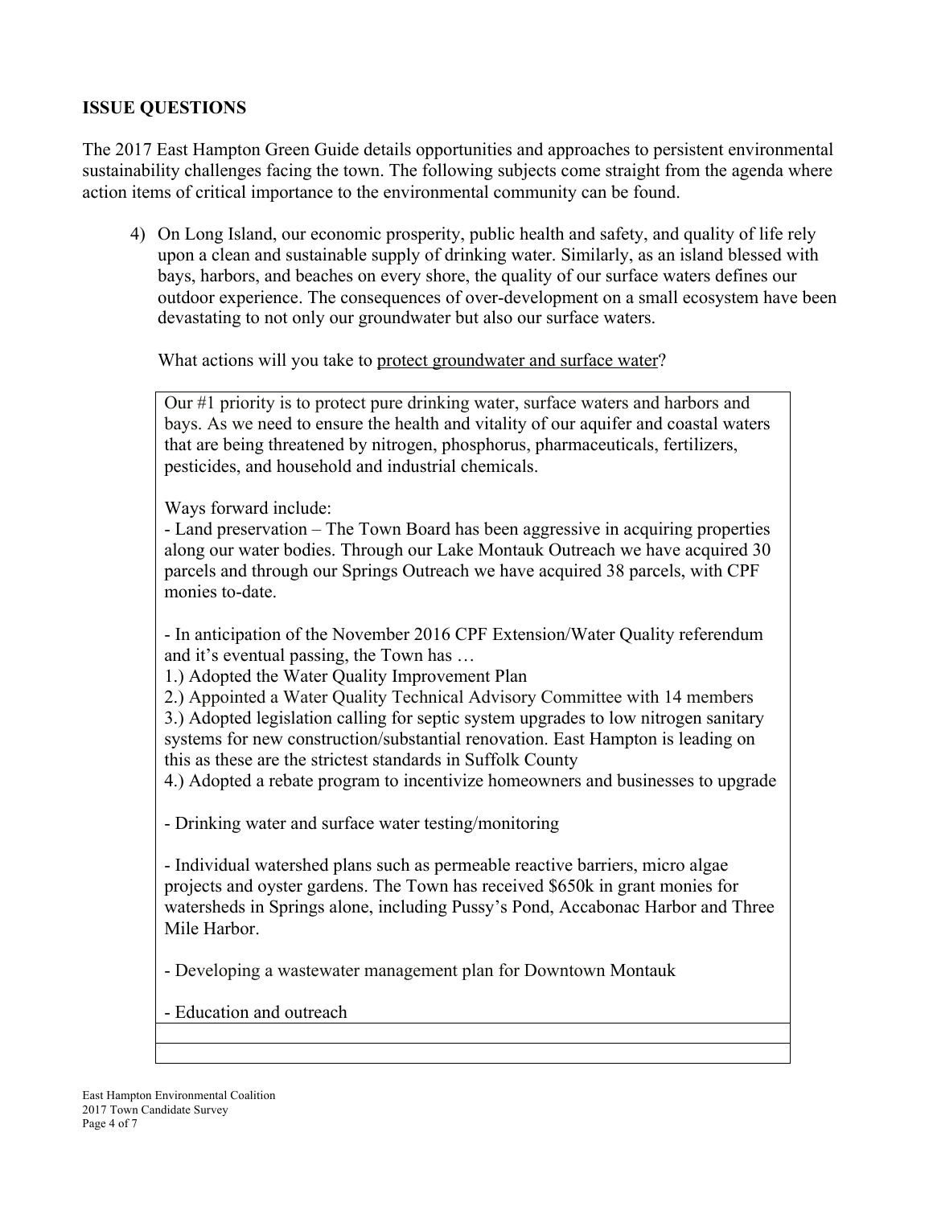## ISSUE QUESTIONS

The 2017 East Hampton Green Guide details opportunities and approaches to persistent environmental sustainability challenges facing the town. The following subjects come straight from the agenda where action items of critical importance to the environmental community can be found.

4) On Long Island, our economic prosperity, public health and safety, and quality of life rely upon a clean and sustainable supply of drinking water. Similarly, as an island blessed with bays, harbors, and beaches on every shore, the quality of our surface waters defines our outdoor experience. The consequences of over-development on a small ecosystem have been devastating to not only our groundwater but also our surface waters.

   What actions will you take to <u>protect groundwater and surface water</u>?

   Our #1 priority is to protect pure drinking water, surface waters and harbors and bays. As we need to ensure the health and vitality of our aquifer and coastal waters that are being threatened by nitrogen, phosphorus, pharmaceuticals, fertilizers, pesticides, and household and industrial chemicals.

   Ways forward include:
   - Land preservation – The Town Board has been aggressive in acquiring properties along our water bodies. Through our Lake Montauk Outreach we have acquired 30 parcels and through our Springs Outreach we have acquired 38 parcels, with CPF monies to-date.

   - In anticipation of the November 2016 CPF Extension/Water Quality referendum and it's eventual passing, the Town has …
   1.) Adopted the Water Quality Improvement Plan
   2.) Appointed a Water Quality Technical Advisory Committee with 14 members
   3.) Adopted legislation calling for septic system upgrades to low nitrogen sanitary systems for new construction/substantial renovation. East Hampton is leading on this as these are the strictest standards in Suffolk County
   4.) Adopted a rebate program to incentivize homeowners and businesses to upgrade

   - Drinking water and surface water testing/monitoring

   - Individual watershed plans such as permeable reactive barriers, micro algae projects and oyster gardens. The Town has received \$650k in grant monies for watersheds in Springs alone, including Pussy's Pond, Accabonac Harbor and Three Mile Harbor.

   - Developing a wastewater management plan for Downtown Montauk

   - Education and outreach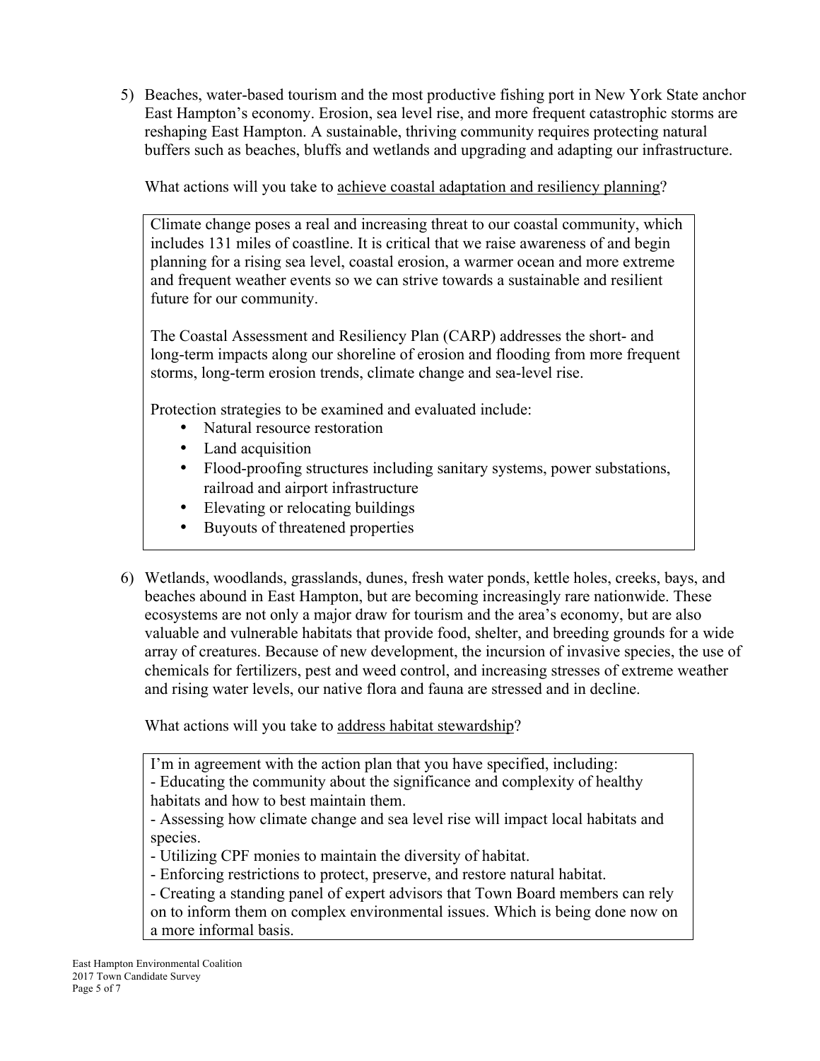5) Beaches, water-based tourism and the most productive fishing port in New York State anchor East Hampton's economy. Erosion, sea level rise, and more frequent catastrophic storms are reshaping East Hampton. A sustainable, thriving community requires protecting natural buffers such as beaches, bluffs and wetlands and upgrading and adapting our infrastructure.

   What actions will you take to <u>achieve coastal adaptation and resiliency planning</u>?

   > Climate change poses a real and increasing threat to our coastal community, which includes 131 miles of coastline. It is critical that we raise awareness of and begin planning for a rising sea level, coastal erosion, a warmer ocean and more extreme and frequent weather events so we can strive towards a sustainable and resilient future for our community.
   >
   > The Coastal Assessment and Resiliency Plan (CARP) addresses the short- and long-term impacts along our shoreline of erosion and flooding from more frequent storms, long-term erosion trends, climate change and sea-level rise.
   >
   > Protection strategies to be examined and evaluated include:
   >
   > - Natural resource restoration
   > - Land acquisition
   > - Flood-proofing structures including sanitary systems, power substations, railroad and airport infrastructure
   > - Elevating or relocating buildings
   > - Buyouts of threatened properties

6) Wetlands, woodlands, grasslands, dunes, fresh water ponds, kettle holes, creeks, bays, and beaches abound in East Hampton, but are becoming increasingly rare nationwide. These ecosystems are not only a major draw for tourism and the area's economy, but are also valuable and vulnerable habitats that provide food, shelter, and breeding grounds for a wide array of creatures. Because of new development, the incursion of invasive species, the use of chemicals for fertilizers, pest and weed control, and increasing stresses of extreme weather and rising water levels, our native flora and fauna are stressed and in decline.

   What actions will you take to <u>address habitat stewardship</u>?

   > I'm in agreement with the action plan that you have specified, including:
   >
   > - Educating the community about the significance and complexity of healthy habitats and how to best maintain them.
   > - Assessing how climate change and sea level rise will impact local habitats and species.
   > - Utilizing CPF monies to maintain the diversity of habitat.
   > - Enforcing restrictions to protect, preserve, and restore natural habitat.
   > - Creating a standing panel of expert advisors that Town Board members can rely on to inform them on complex environmental issues. Which is being done now on a more informal basis.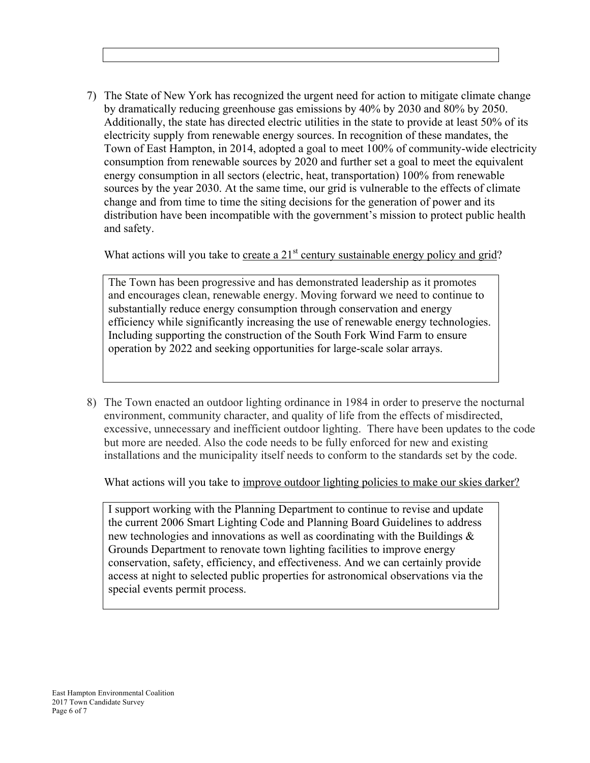7) The State of New York has recognized the urgent need for action to mitigate climate change by dramatically reducing greenhouse gas emissions by 40% by 2030 and 80% by 2050. Additionally, the state has directed electric utilities in the state to provide at least 50% of its electricity supply from renewable energy sources. In recognition of these mandates, the Town of East Hampton, in 2014, adopted a goal to meet 100% of community-wide electricity consumption from renewable sources by 2020 and further set a goal to meet the equivalent energy consumption in all sectors (electric, heat, transportation) 100% from renewable sources by the year 2030. At the same time, our grid is vulnerable to the effects of climate change and from time to time the siting decisions for the generation of power and its distribution have been incompatible with the government's mission to protect public health and safety.

   What actions will you take to <u>create a 21st century sustainable energy policy and grid</u>?

   > The Town has been progressive and has demonstrated leadership as it promotes and encourages clean, renewable energy. Moving forward we need to continue to substantially reduce energy consumption through conservation and energy efficiency while significantly increasing the use of renewable energy technologies. Including supporting the construction of the South Fork Wind Farm to ensure operation by 2022 and seeking opportunities for large-scale solar arrays.

8) The Town enacted an outdoor lighting ordinance in 1984 in order to preserve the nocturnal environment, community character, and quality of life from the effects of misdirected, excessive, unnecessary and inefficient outdoor lighting. There have been updates to the code but more are needed. Also the code needs to be fully enforced for new and existing installations and the municipality itself needs to conform to the standards set by the code.

   What actions will you take to <u>improve outdoor lighting policies to make our skies darker?</u>

   > I support working with the Planning Department to continue to revise and update the current 2006 Smart Lighting Code and Planning Board Guidelines to address new technologies and innovations as well as coordinating with the Buildings & Grounds Department to renovate town lighting facilities to improve energy conservation, safety, efficiency, and effectiveness. And we can certainly provide access at night to selected public properties for astronomical observations via the special events permit process.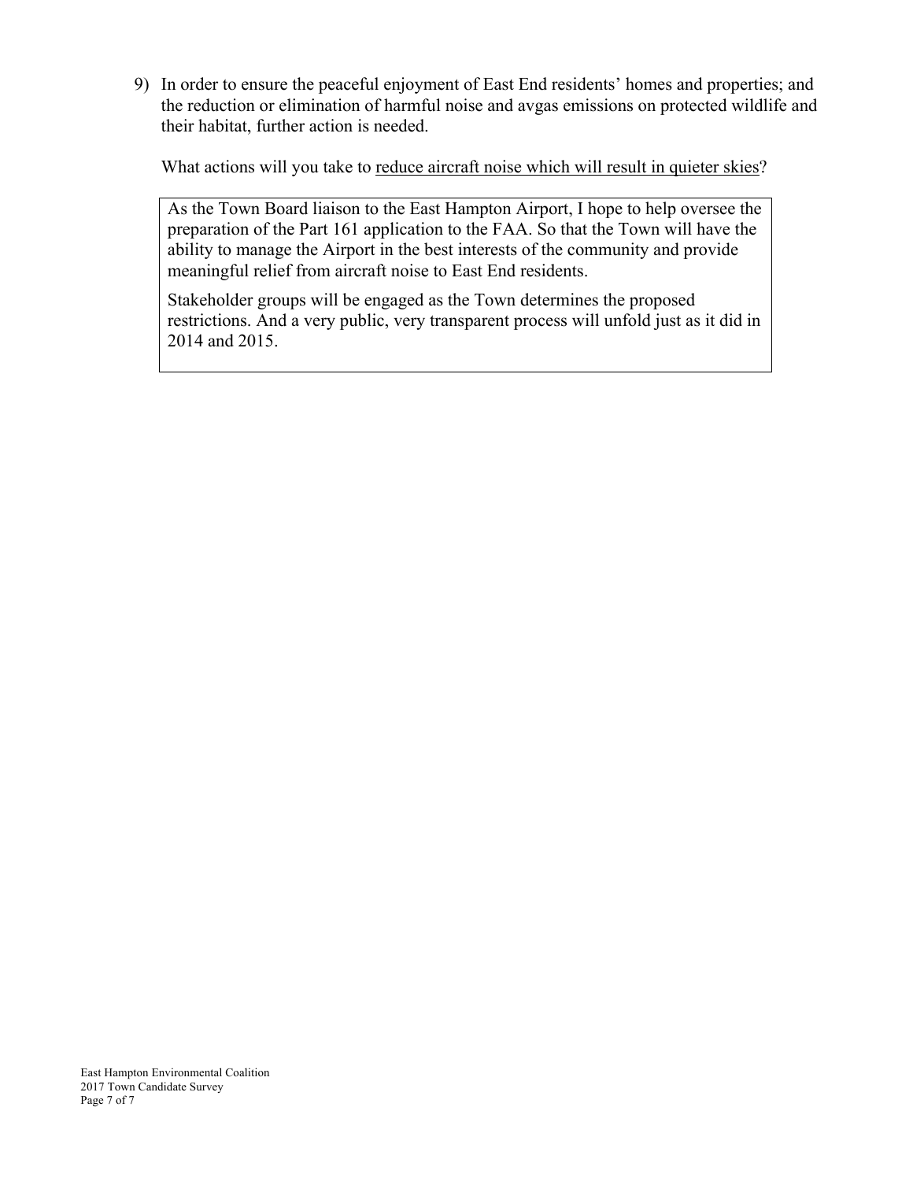9) In order to ensure the peaceful enjoyment of East End residents' homes and properties; and the reduction or elimination of harmful noise and avgas emissions on protected wildlife and their habitat, further action is needed.

   What actions will you take to <u>reduce aircraft noise which will result in quieter skies</u>?

   As the Town Board liaison to the East Hampton Airport, I hope to help oversee the preparation of the Part 161 application to the FAA. So that the Town will have the ability to manage the Airport in the best interests of the community and provide meaningful relief from aircraft noise to East End residents.

   Stakeholder groups will be engaged as the Town determines the proposed restrictions. And a very public, very transparent process will unfold just as it did in 2014 and 2015.